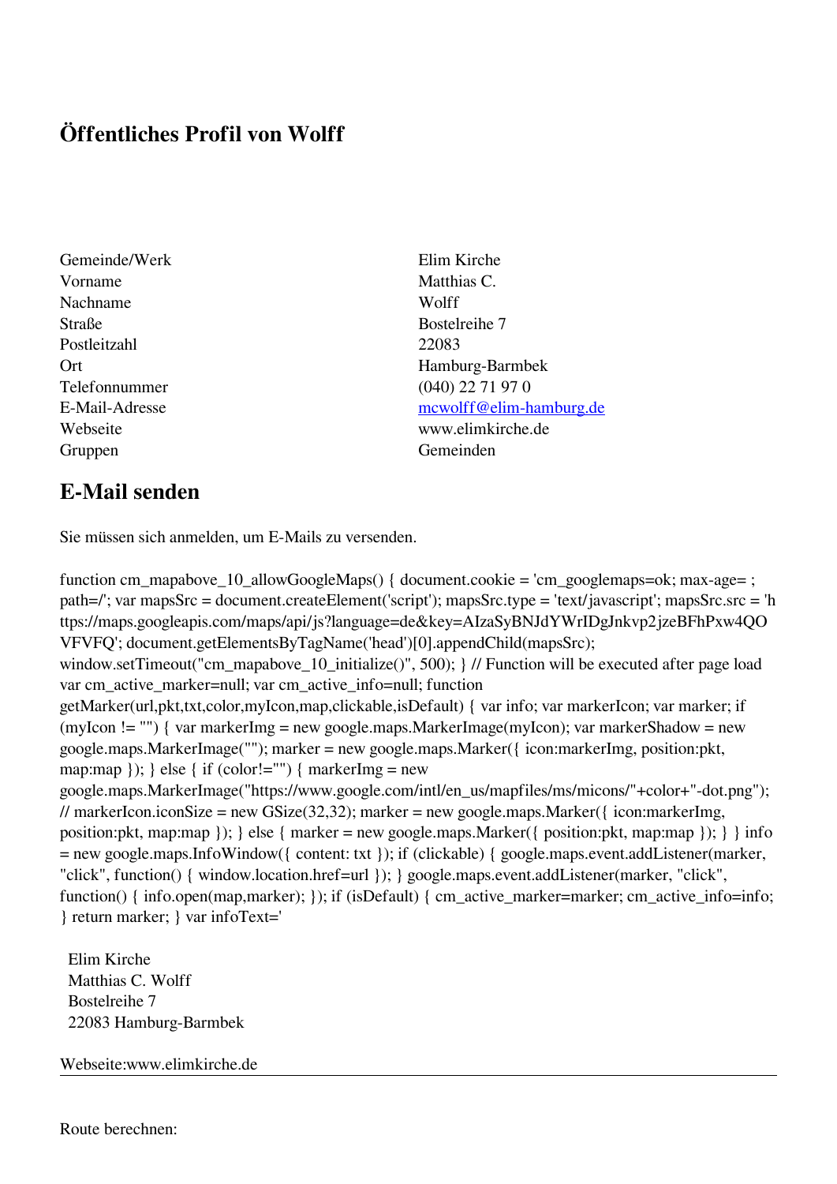# Öffentliches Profil von Wolff

| | |
|---|---|
| Gemeinde/Werk | Elim Kirche |
| Vorname | Matthias C. |
| Nachname | Wolff |
| Straße | Bostelreihe 7 |
| Postleitzahl | 22083 |
| Ort | Hamburg-Barmbek |
| Telefonnummer | (040) 22 71 97 0 |
| E-Mail-Adresse | mcwolff@elim-hamburg.de |
| Webseite | www.elimkirche.de |
| Gruppen | Gemeinden |

## E-Mail senden

Sie müssen sich anmelden, um E-Mails zu versenden.

```
function cm_mapabove_10_allowGoogleMaps() { document.cookie = 'cm_googlemaps=ok; max-age= ; path=/'; var mapsSrc = document.createElement('script'); mapsSrc.type = 'text/javascript'; mapsSrc.src = 'https://maps.googleapis.com/maps/api/js?language=de&key=AIzaSyBNJdYWrIDgJnkvp2jzeBFhPxw4QOVFVFQ'; document.getElementsByTagName('head')[0].appendChild(mapsSrc); window.setTimeout("cm_mapabove_10_initialize()", 500); } // Function will be executed after page load var cm_active_marker=null; var cm_active_info=null; function getMarker(url,pkt,txt,color,myIcon,map,clickable,isDefault) { var info; var markerIcon; var marker; if (myIcon != "") { var markerImg = new google.maps.MarkerImage(myIcon); var markerShadow = new google.maps.MarkerImage(""); marker = new google.maps.Marker({ icon:markerImg, position:pkt, map:map }); } else { if (color!="") { markerImg = new google.maps.MarkerImage("https://www.google.com/intl/en_us/mapfiles/ms/micons/"+color+"-dot.png"); // markerIcon.iconSize = new GSize(32,32); marker = new google.maps.Marker({ icon:markerImg, position:pkt, map:map }); } else { marker = new google.maps.Marker({ position:pkt, map:map }); } } info = new google.maps.InfoWindow({ content: txt }); if (clickable) { google.maps.event.addListener(marker, "click", function() { window.location.href=url }); } google.maps.event.addListener(marker, "click", function() { info.open(map,marker); }); if (isDefault) { cm_active_marker=marker; cm_active_info=info; } return marker; } var infoText='
```

Elim Kirche
Matthias C. Wolff
Bostelreihe 7
22083 Hamburg-Barmbek

Webseite:www.elimkirche.de

---

Route berechnen: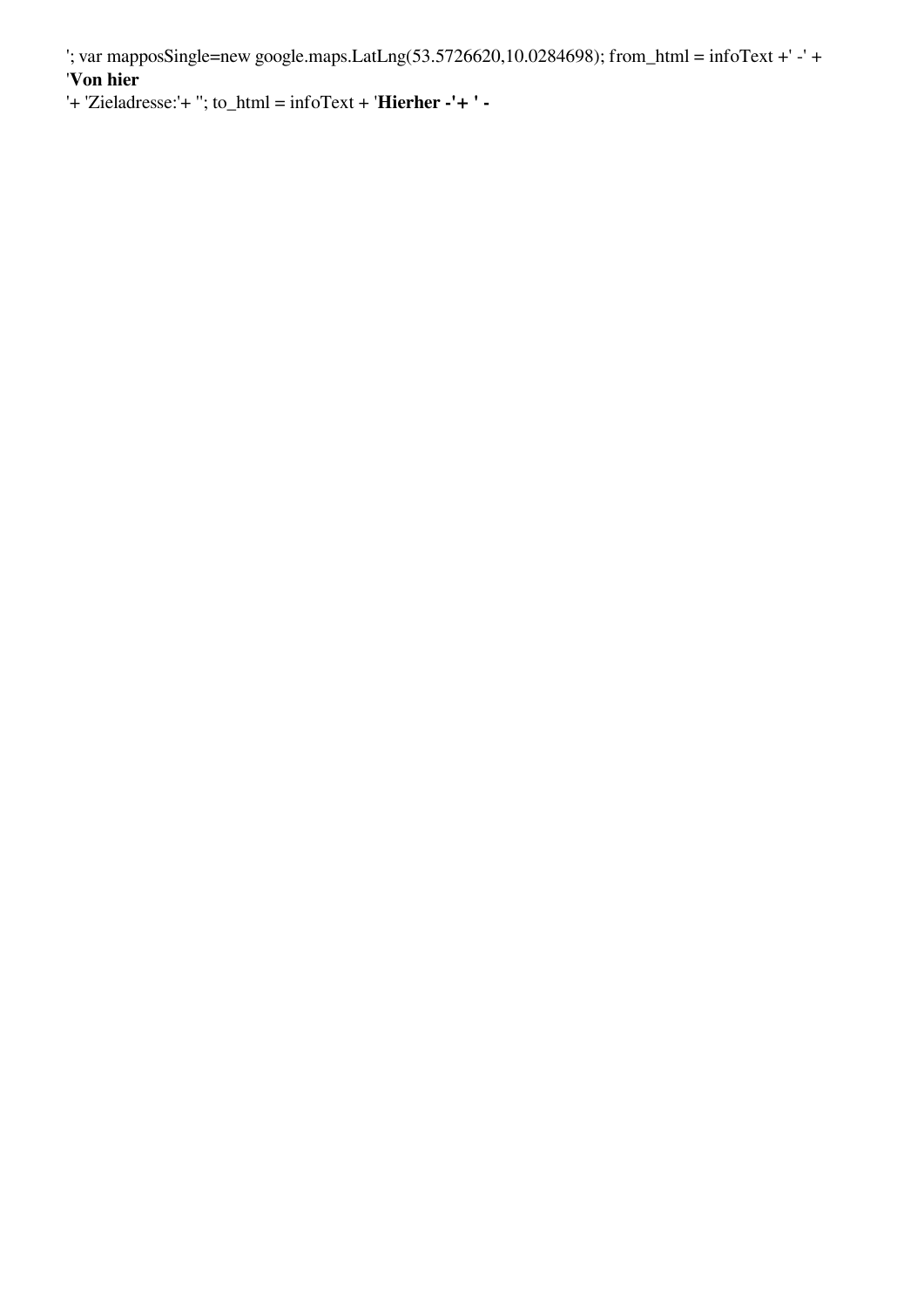'; var mapposSingle=new google.maps.LatLng(53.5726620,10.0284698); from_html = infoText +' -' +
'**Von hier**
'+ 'Zieladresse:'+ ''; to_html = infoText + '**Hierher -'+ ' -**